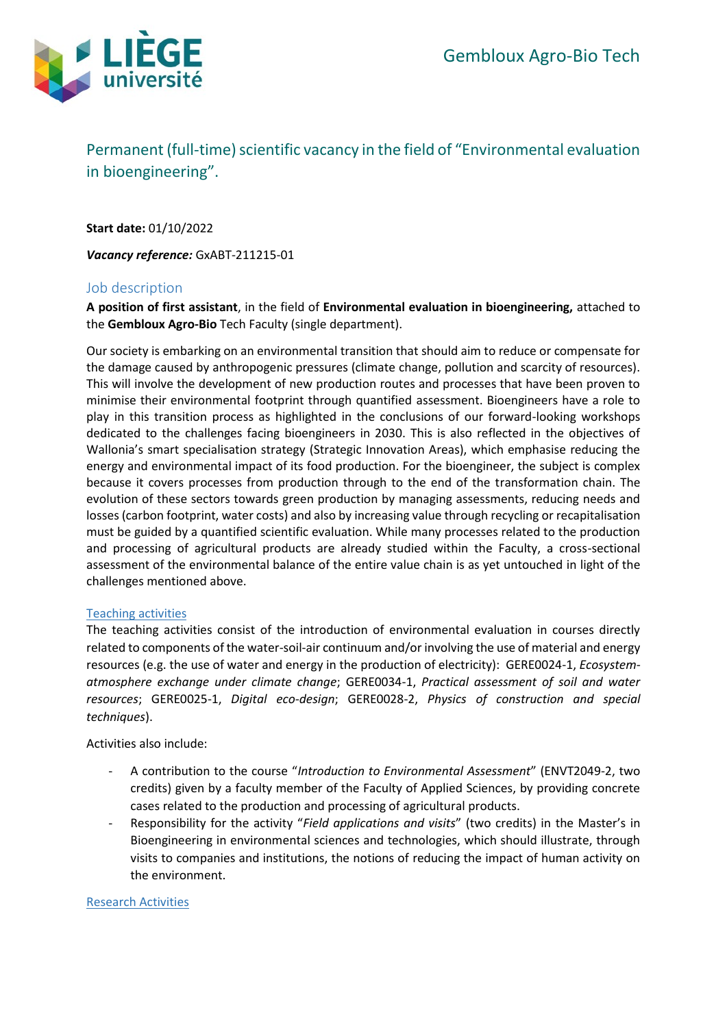Gembloux Agro-Bio Tech

# Permanent (full-time) scientific vacancy in the field of "Environmental evaluation in bioengineering".

**Start date:** 01/10/2022

***Vacancy reference:*** GxABT-211215-01

## Job description

**A position of first assistant**, in the field of **Environmental evaluation in bioengineering,** attached to the **Gembloux Agro-Bio** Tech Faculty (single department).

Our society is embarking on an environmental transition that should aim to reduce or compensate for the damage caused by anthropogenic pressures (climate change, pollution and scarcity of resources). This will involve the development of new production routes and processes that have been proven to minimise their environmental footprint through quantified assessment. Bioengineers have a role to play in this transition process as highlighted in the conclusions of our forward-looking workshops dedicated to the challenges facing bioengineers in 2030. This is also reflected in the objectives of Wallonia's smart specialisation strategy (Strategic Innovation Areas), which emphasise reducing the energy and environmental impact of its food production. For the bioengineer, the subject is complex because it covers processes from production through to the end of the transformation chain. The evolution of these sectors towards green production by managing assessments, reducing needs and losses (carbon footprint, water costs) and also by increasing value through recycling or recapitalisation must be guided by a quantified scientific evaluation. While many processes related to the production and processing of agricultural products are already studied within the Faculty, a cross-sectional assessment of the environmental balance of the entire value chain is as yet untouched in light of the challenges mentioned above.

### Teaching activities

The teaching activities consist of the introduction of environmental evaluation in courses directly related to components of the water-soil-air continuum and/or involving the use of material and energy resources (e.g. the use of water and energy in the production of electricity): GERE0024-1, *Ecosystem-atmosphere exchange under climate change*; GERE0034-1, *Practical assessment of soil and water resources*; GERE0025-1, *Digital eco-design*; GERE0028-2, *Physics of construction and special techniques*).

Activities also include:

- A contribution to the course "*Introduction to Environmental Assessment*" (ENVT2049-2, two credits) given by a faculty member of the Faculty of Applied Sciences, by providing concrete cases related to the production and processing of agricultural products.
- Responsibility for the activity "*Field applications and visits*" (two credits) in the Master's in Bioengineering in environmental sciences and technologies, which should illustrate, through visits to companies and institutions, the notions of reducing the impact of human activity on the environment.

### Research Activities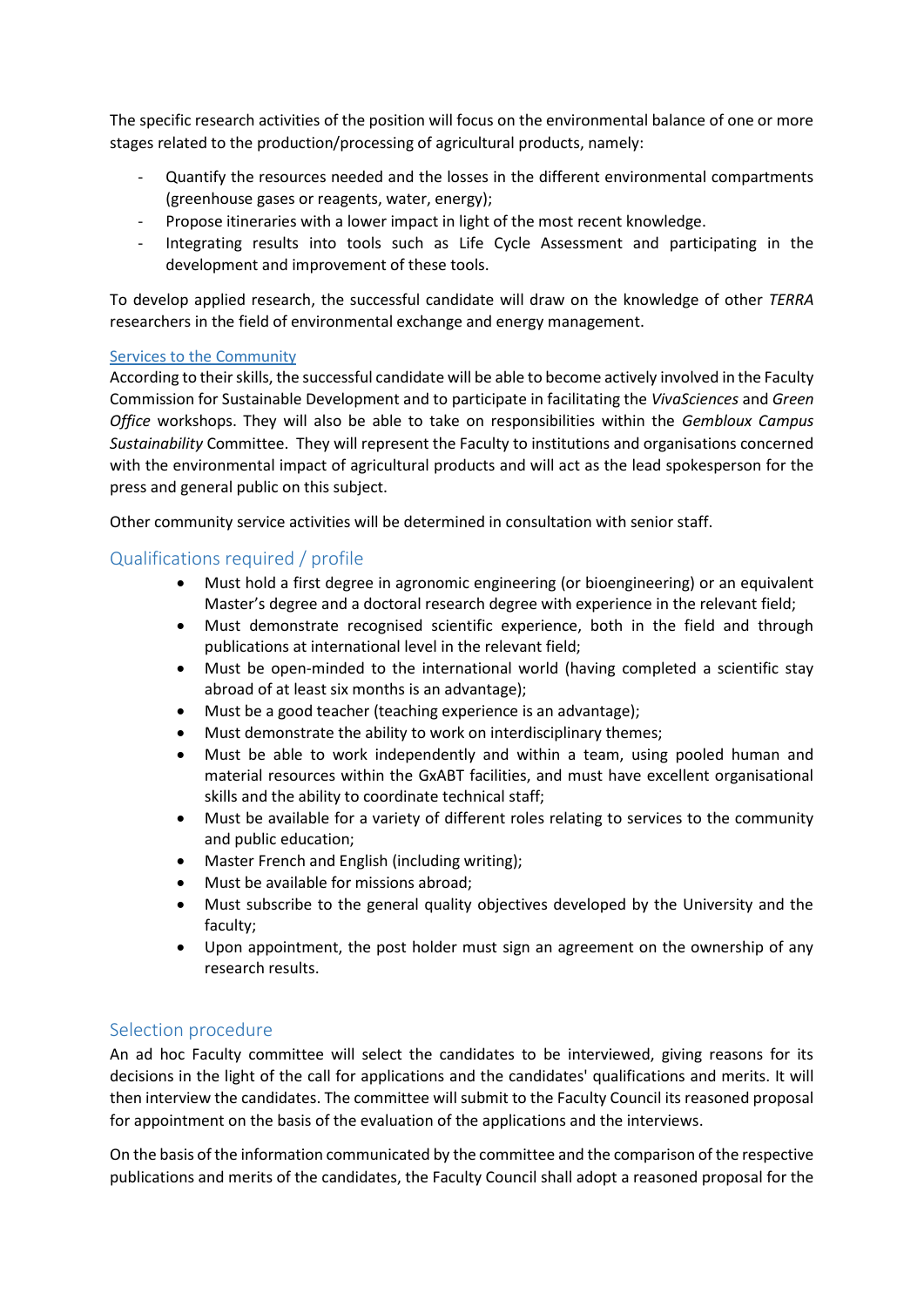The specific research activities of the position will focus on the environmental balance of one or more stages related to the production/processing of agricultural products, namely:

- Quantify the resources needed and the losses in the different environmental compartments (greenhouse gases or reagents, water, energy);
- Propose itineraries with a lower impact in light of the most recent knowledge.
- Integrating results into tools such as Life Cycle Assessment and participating in the development and improvement of these tools.

To develop applied research, the successful candidate will draw on the knowledge of other *TERRA* researchers in the field of environmental exchange and energy management.

### Services to the Community

According to their skills, the successful candidate will be able to become actively involved in the Faculty Commission for Sustainable Development and to participate in facilitating the *VivaSciences* and *Green Office* workshops. They will also be able to take on responsibilities within the *Gembloux Campus Sustainability* Committee. They will represent the Faculty to institutions and organisations concerned with the environmental impact of agricultural products and will act as the lead spokesperson for the press and general public on this subject.

Other community service activities will be determined in consultation with senior staff.

## Qualifications required / profile

- Must hold a first degree in agronomic engineering (or bioengineering) or an equivalent Master's degree and a doctoral research degree with experience in the relevant field;
- Must demonstrate recognised scientific experience, both in the field and through publications at international level in the relevant field;
- Must be open-minded to the international world (having completed a scientific stay abroad of at least six months is an advantage);
- Must be a good teacher (teaching experience is an advantage);
- Must demonstrate the ability to work on interdisciplinary themes;
- Must be able to work independently and within a team, using pooled human and material resources within the GxABT facilities, and must have excellent organisational skills and the ability to coordinate technical staff;
- Must be available for a variety of different roles relating to services to the community and public education;
- Master French and English (including writing);
- Must be available for missions abroad;
- Must subscribe to the general quality objectives developed by the University and the faculty;
- Upon appointment, the post holder must sign an agreement on the ownership of any research results.

## Selection procedure

An ad hoc Faculty committee will select the candidates to be interviewed, giving reasons for its decisions in the light of the call for applications and the candidates' qualifications and merits. It will then interview the candidates. The committee will submit to the Faculty Council its reasoned proposal for appointment on the basis of the evaluation of the applications and the interviews.

On the basis of the information communicated by the committee and the comparison of the respective publications and merits of the candidates, the Faculty Council shall adopt a reasoned proposal for the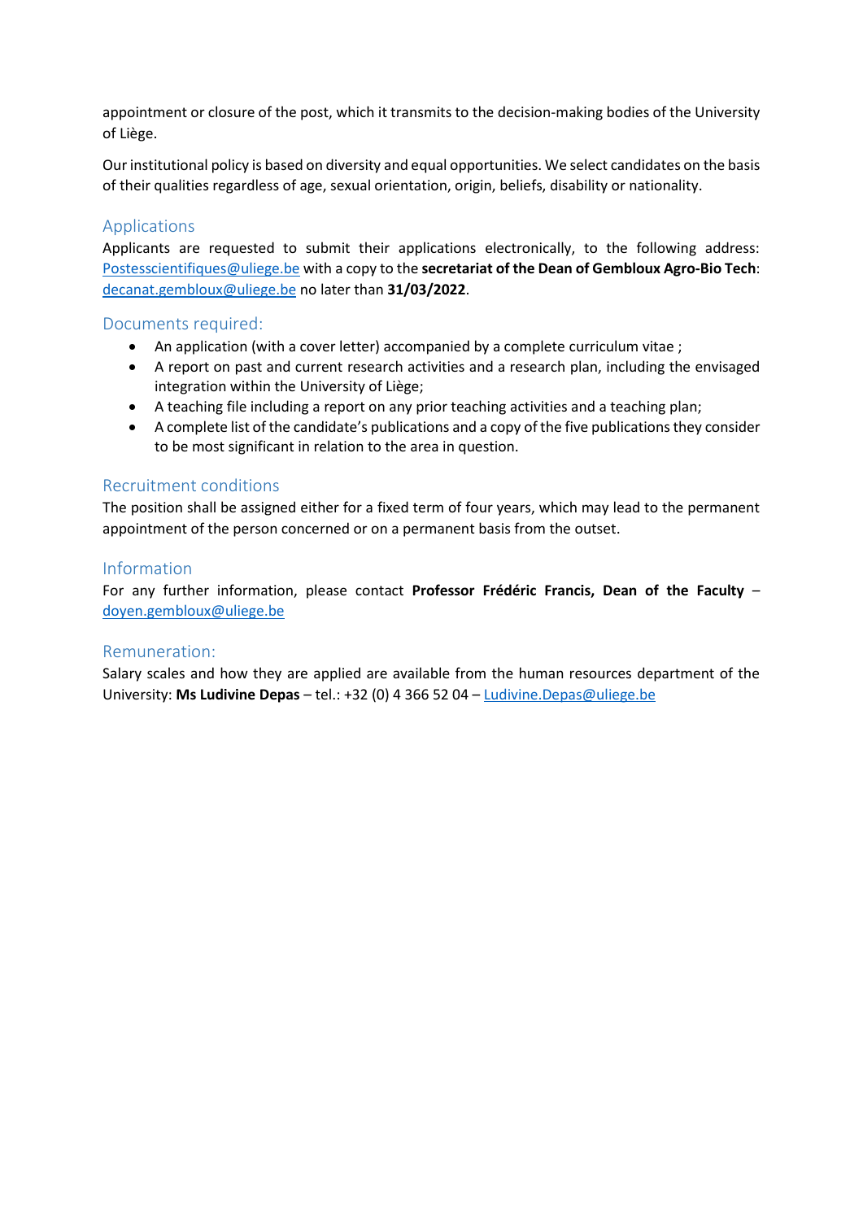appointment or closure of the post, which it transmits to the decision-making bodies of the University of Liège.

Our institutional policy is based on diversity and equal opportunities. We select candidates on the basis of their qualities regardless of age, sexual orientation, origin, beliefs, disability or nationality.

## Applications

Applicants are requested to submit their applications electronically, to the following address: Postesscientifiques@uliege.be with a copy to the **secretariat of the Dean of Gembloux Agro-Bio Tech**: decanat.gembloux@uliege.be no later than **31/03/2022**.

## Documents required:

- An application (with a cover letter) accompanied by a complete curriculum vitae ;
- A report on past and current research activities and a research plan, including the envisaged integration within the University of Liège;
- A teaching file including a report on any prior teaching activities and a teaching plan;
- A complete list of the candidate's publications and a copy of the five publications they consider to be most significant in relation to the area in question.

## Recruitment conditions

The position shall be assigned either for a fixed term of four years, which may lead to the permanent appointment of the person concerned or on a permanent basis from the outset.

## Information

For any further information, please contact **Professor Frédéric Francis, Dean of the Faculty** – doyen.gembloux@uliege.be

## Remuneration:

Salary scales and how they are applied are available from the human resources department of the University: **Ms Ludivine Depas** – tel.: +32 (0) 4 366 52 04 – Ludivine.Depas@uliege.be